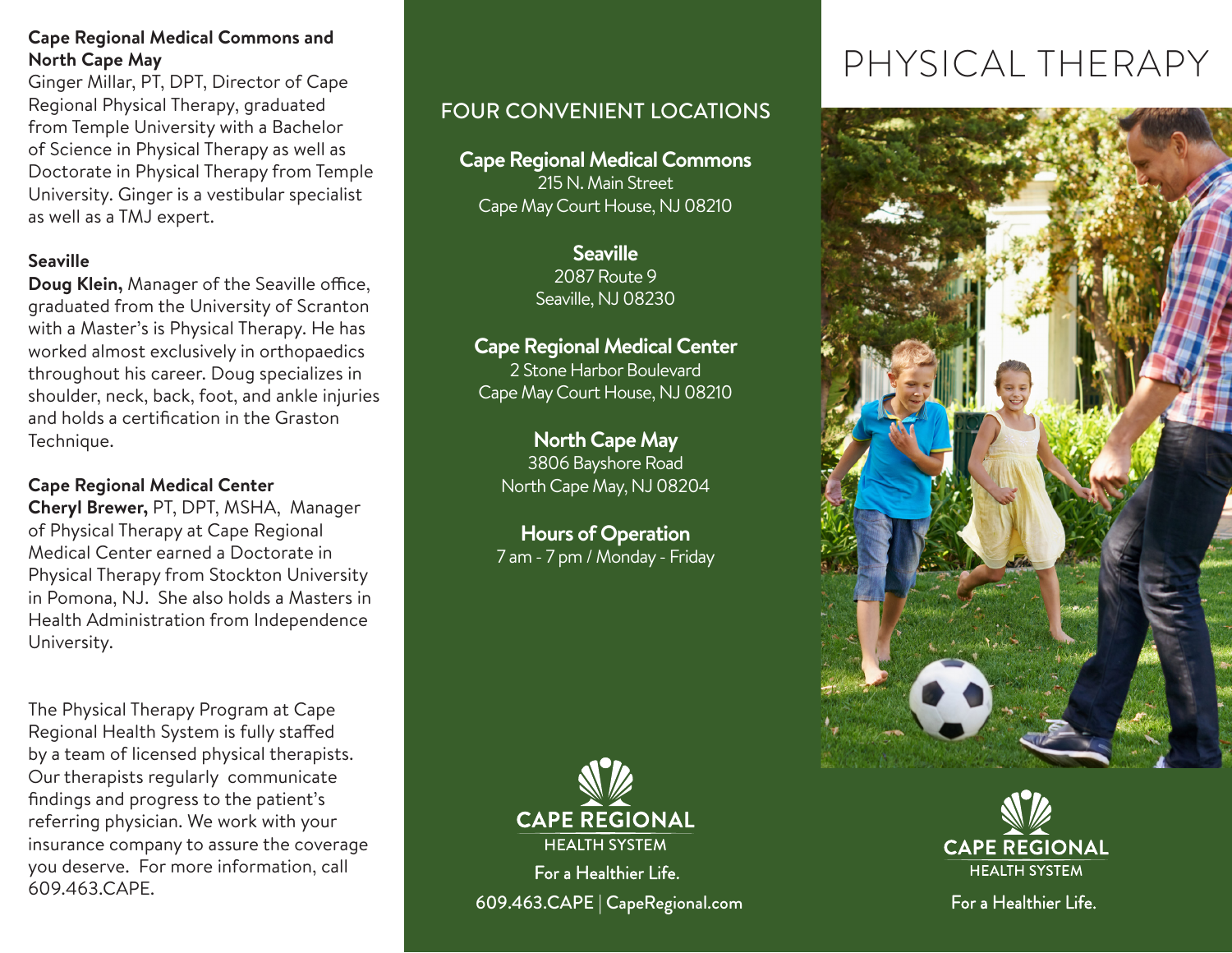**Cape Regional Medical Commons and North Cape May**

Ginger Millar, PT, DPT, Director of Cape Regional Physical Therapy, graduated from Temple University with a Bachelor of Science in Physical Therapy as well as Doctorate in Physical Therapy from Temple University. Ginger is a vestibular specialist as well as a TMJ expert.

**Seaville**

**Doug Klein,** Manager of the Seaville office, graduated from the University of Scranton with a Master's is Physical Therapy. He has worked almost exclusively in orthopaedics throughout his career. Doug specializes in shoulder, neck, back, foot, and ankle injuries and holds a certification in the Graston Technique.

**Cape Regional Medical Center**

**Cheryl Brewer,** PT, DPT, MSHA, Manager of Physical Therapy at Cape Regional Medical Center earned a Doctorate in Physical Therapy from Stockton University in Pomona, NJ. She also holds a Masters in Health Administration from Independence University.

The Physical Therapy Program at Cape Regional Health System is fully staffed by a team of licensed physical therapists. Our therapists regularly communicate findings and progress to the patient's referring physician. We work with your insurance company to assure the coverage you deserve. For more information, call 609.463.CAPE.

## FOUR CONVENIENT LOCATIONS

**Cape Regional Medical Commons**
215 N. Main Street
Cape May Court House, NJ 08210

**Seaville**
2087 Route 9
Seaville, NJ 08230

**Cape Regional Medical Center**
2 Stone Harbor Boulevard
Cape May Court House, NJ 08210

**North Cape May**
3806 Bayshore Road
North Cape May, NJ 08204

**Hours of Operation**
7 am - 7 pm / Monday - Friday

CAPE REGIONAL
HEALTH SYSTEM
For a Healthier Life.

609.463.CAPE | CapeRegional.com

# PHYSICAL THERAPY

CAPE REGIONAL
HEALTH SYSTEM
For a Healthier Life.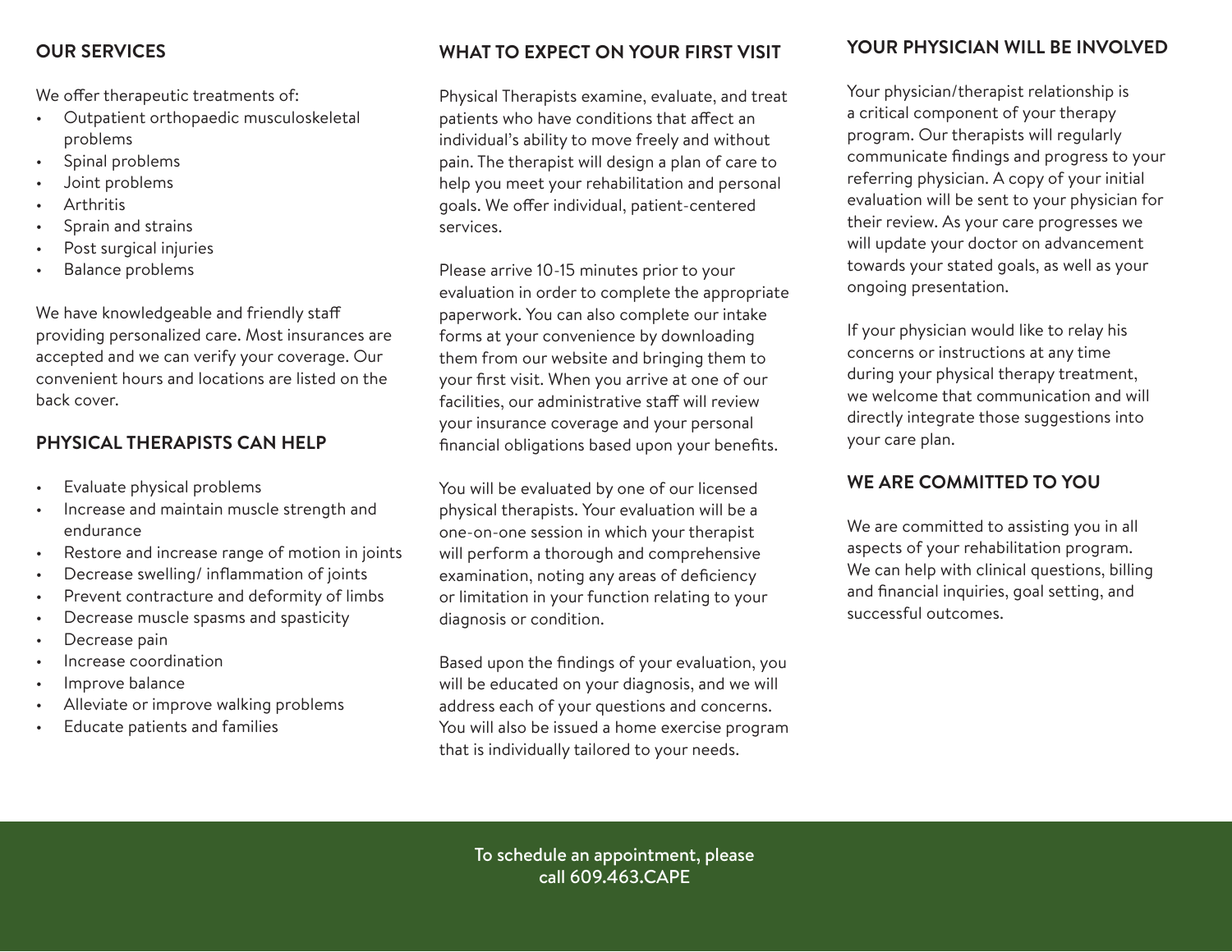## OUR SERVICES

We offer therapeutic treatments of:

- Outpatient orthopaedic musculoskeletal problems
- Spinal problems
- Joint problems
- Arthritis
- Sprain and strains
- Post surgical injuries
- Balance problems

We have knowledgeable and friendly staff providing personalized care. Most insurances are accepted and we can verify your coverage. Our convenient hours and locations are listed on the back cover.

## PHYSICAL THERAPISTS CAN HELP

- Evaluate physical problems
- Increase and maintain muscle strength and endurance
- Restore and increase range of motion in joints
- Decrease swelling/ inflammation of joints
- Prevent contracture and deformity of limbs
- Decrease muscle spasms and spasticity
- Decrease pain
- Increase coordination
- Improve balance
- Alleviate or improve walking problems
- Educate patients and families

## WHAT TO EXPECT ON YOUR FIRST VISIT

Physical Therapists examine, evaluate, and treat patients who have conditions that affect an individual's ability to move freely and without pain. The therapist will design a plan of care to help you meet your rehabilitation and personal goals. We offer individual, patient-centered services.

Please arrive 10-15 minutes prior to your evaluation in order to complete the appropriate paperwork. You can also complete our intake forms at your convenience by downloading them from our website and bringing them to your first visit. When you arrive at one of our facilities, our administrative staff will review your insurance coverage and your personal financial obligations based upon your benefits.

You will be evaluated by one of our licensed physical therapists. Your evaluation will be a one-on-one session in which your therapist will perform a thorough and comprehensive examination, noting any areas of deficiency or limitation in your function relating to your diagnosis or condition.

Based upon the findings of your evaluation, you will be educated on your diagnosis, and we will address each of your questions and concerns. You will also be issued a home exercise program that is individually tailored to your needs.

## YOUR PHYSICIAN WILL BE INVOLVED

Your physician/therapist relationship is a critical component of your therapy program. Our therapists will regularly communicate findings and progress to your referring physician. A copy of your initial evaluation will be sent to your physician for their review. As your care progresses we will update your doctor on advancement towards your stated goals, as well as your ongoing presentation.

If your physician would like to relay his concerns or instructions at any time during your physical therapy treatment, we welcome that communication and will directly integrate those suggestions into your care plan.

## WE ARE COMMITTED TO YOU

We are committed to assisting you in all aspects of your rehabilitation program. We can help with clinical questions, billing and financial inquiries, goal setting, and successful outcomes.

To schedule an appointment, please call 609.463.CAPE